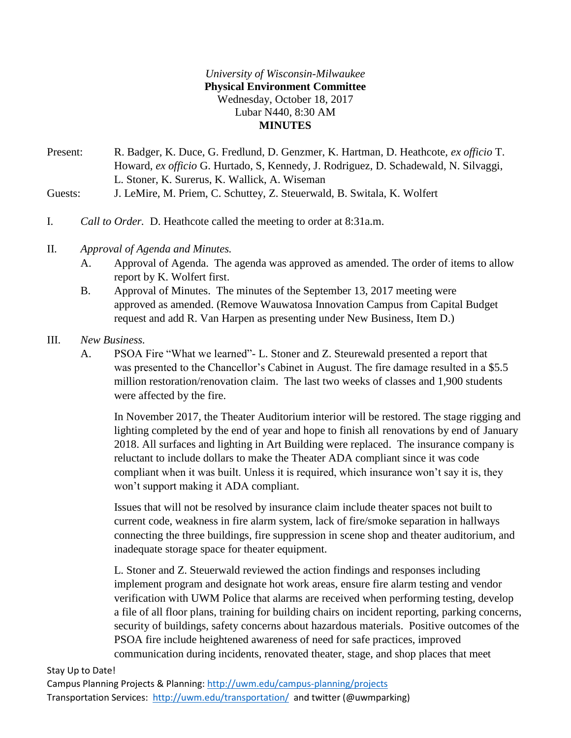*University of Wisconsin-Milwaukee*

**Physical Environment Committee**

Wednesday, October 18, 2017

Lubar N440, 8:30 AM

**MINUTES**

Present: R. Badger, K. Duce, G. Fredlund, D. Genzmer, K. Hartman, D. Heathcote, *ex officio* T. Howard, *ex officio* G. Hurtado, S, Kennedy, J. Rodriguez, D. Schadewald, N. Silvaggi, L. Stoner, K. Surerus, K. Wallick, A. Wiseman

Guests: J. LeMire, M. Priem, C. Schuttey, Z. Steuerwald, B. Switala, K. Wolfert

I. *Call to Order.* D. Heathcote called the meeting to order at 8:31a.m.

II. *Approval of Agenda and Minutes.*

A. Approval of Agenda. The agenda was approved as amended. The order of items to allow report by K. Wolfert first.

B. Approval of Minutes. The minutes of the September 13, 2017 meeting were approved as amended. (Remove Wauwatosa Innovation Campus from Capital Budget request and add R. Van Harpen as presenting under New Business, Item D.)

III. *New Business.*

A. PSOA Fire "What we learned"- L. Stoner and Z. Steurewald presented a report that was presented to the Chancellor's Cabinet in August. The fire damage resulted in a $5.5 million restoration/renovation claim. The last two weeks of classes and 1,900 students were affected by the fire.

In November 2017, the Theater Auditorium interior will be restored. The stage rigging and lighting completed by the end of year and hope to finish all renovations by end of January 2018. All surfaces and lighting in Art Building were replaced. The insurance company is reluctant to include dollars to make the Theater ADA compliant since it was code compliant when it was built. Unless it is required, which insurance won't say it is, they won't support making it ADA compliant.

Issues that will not be resolved by insurance claim include theater spaces not built to current code, weakness in fire alarm system, lack of fire/smoke separation in hallways connecting the three buildings, fire suppression in scene shop and theater auditorium, and inadequate storage space for theater equipment.

L. Stoner and Z. Steuerwald reviewed the action findings and responses including implement program and designate hot work areas, ensure fire alarm testing and vendor verification with UWM Police that alarms are received when performing testing, develop a file of all floor plans, training for building chairs on incident reporting, parking concerns, security of buildings, safety concerns about hazardous materials. Positive outcomes of the PSOA fire include heightened awareness of need for safe practices, improved communication during incidents, renovated theater, stage, and shop places that meet

Stay Up to Date!

Campus Planning Projects & Planning: http://uwm.edu/campus-planning/projects

Transportation Services: http://uwm.edu/transportation/ and twitter (@uwmparking)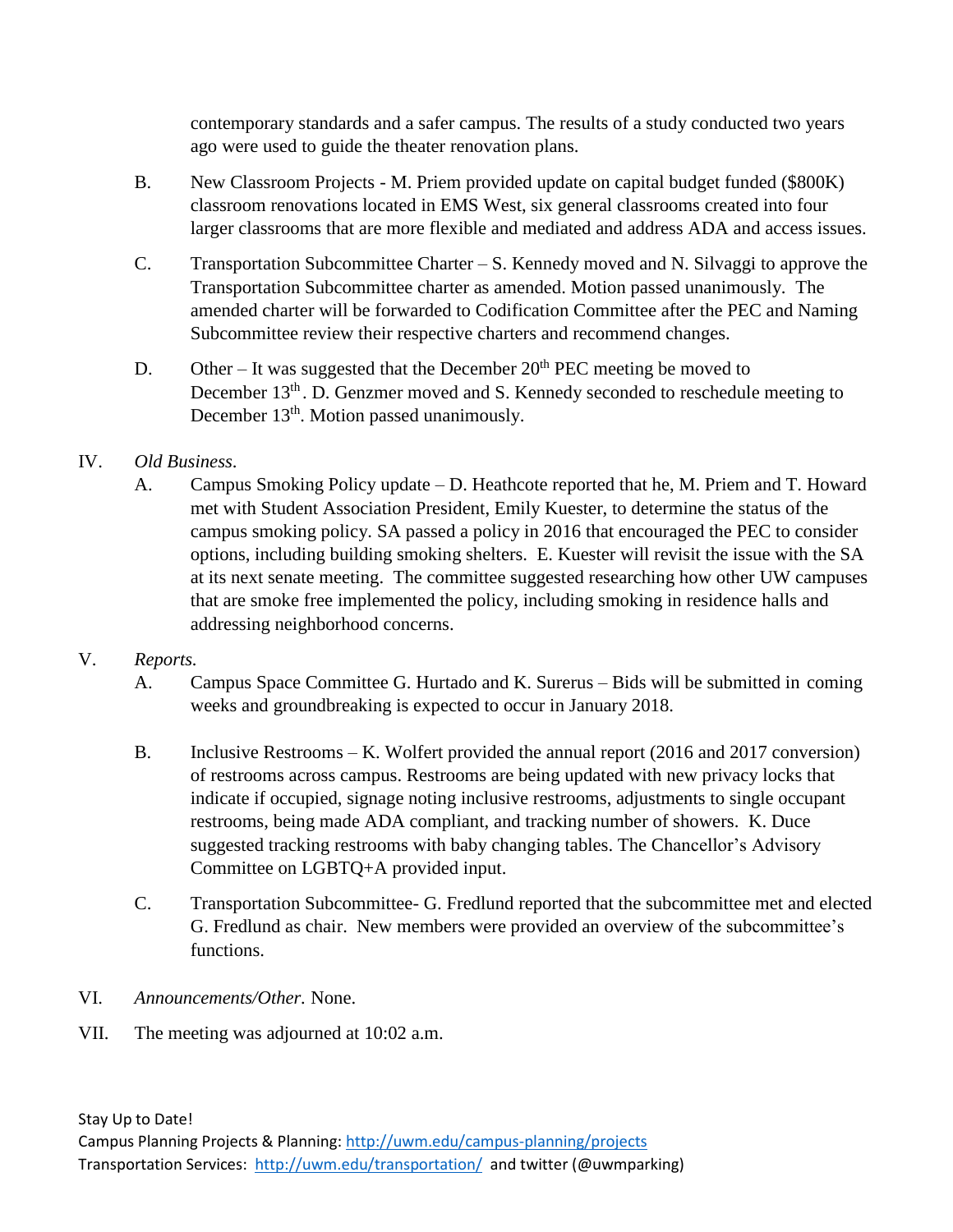contemporary standards and a safer campus. The results of a study conducted two years ago were used to guide the theater renovation plans.

B. New Classroom Projects - M. Priem provided update on capital budget funded ($800K) classroom renovations located in EMS West, six general classrooms created into four larger classrooms that are more flexible and mediated and address ADA and access issues.

C. Transportation Subcommittee Charter – S. Kennedy moved and N. Silvaggi to approve the Transportation Subcommittee charter as amended. Motion passed unanimously. The amended charter will be forwarded to Codification Committee after the PEC and Naming Subcommittee review their respective charters and recommend changes.

D. Other – It was suggested that the December 20th PEC meeting be moved to December 13th. D. Genzmer moved and S. Kennedy seconded to reschedule meeting to December 13th. Motion passed unanimously.

IV. *Old Business*.

A. Campus Smoking Policy update – D. Heathcote reported that he, M. Priem and T. Howard met with Student Association President, Emily Kuester, to determine the status of the campus smoking policy. SA passed a policy in 2016 that encouraged the PEC to consider options, including building smoking shelters. E. Kuester will revisit the issue with the SA at its next senate meeting. The committee suggested researching how other UW campuses that are smoke free implemented the policy, including smoking in residence halls and addressing neighborhood concerns.

V. *Reports.*

A. Campus Space Committee G. Hurtado and K. Surerus – Bids will be submitted in coming weeks and groundbreaking is expected to occur in January 2018.

B. Inclusive Restrooms – K. Wolfert provided the annual report (2016 and 2017 conversion) of restrooms across campus. Restrooms are being updated with new privacy locks that indicate if occupied, signage noting inclusive restrooms, adjustments to single occupant restrooms, being made ADA compliant, and tracking number of showers. K. Duce suggested tracking restrooms with baby changing tables. The Chancellor's Advisory Committee on LGBTQ+A provided input.

C. Transportation Subcommittee- G. Fredlund reported that the subcommittee met and elected G. Fredlund as chair. New members were provided an overview of the subcommittee's functions.

VI. *Announcements/Other.* None.

VII. The meeting was adjourned at 10:02 a.m.

Stay Up to Date!
Campus Planning Projects & Planning: http://uwm.edu/campus-planning/projects
Transportation Services: http://uwm.edu/transportation/ and twitter (@uwmparking)